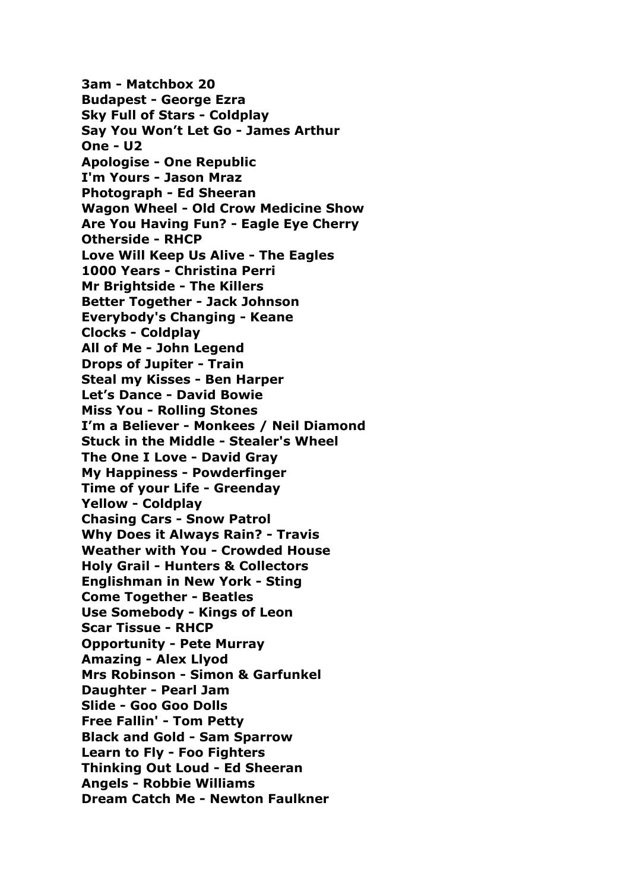**3am - Matchbox 20**
**Budapest - George Ezra**
**Sky Full of Stars - Coldplay**
**Say You Won't Let Go - James Arthur**
**One - U2**
**Apologise - One Republic**
**I'm Yours - Jason Mraz**
**Photograph - Ed Sheeran**
**Wagon Wheel - Old Crow Medicine Show**
**Are You Having Fun? - Eagle Eye Cherry**
**Otherside - RHCP**
**Love Will Keep Us Alive - The Eagles**
**1000 Years - Christina Perri**
**Mr Brightside - The Killers**
**Better Together - Jack Johnson**
**Everybody's Changing - Keane**
**Clocks - Coldplay**
**All of Me - John Legend**
**Drops of Jupiter - Train**
**Steal my Kisses - Ben Harper**
**Let's Dance - David Bowie**
**Miss You - Rolling Stones**
**I'm a Believer - Monkees / Neil Diamond**
**Stuck in the Middle - Stealer's Wheel**
**The One I Love - David Gray**
**My Happiness - Powderfinger**
**Time of your Life - Greenday**
**Yellow - Coldplay**
**Chasing Cars - Snow Patrol**
**Why Does it Always Rain? - Travis**
**Weather with You - Crowded House**
**Holy Grail - Hunters & Collectors**
**Englishman in New York - Sting**
**Come Together - Beatles**
**Use Somebody - Kings of Leon**
**Scar Tissue - RHCP**
**Opportunity - Pete Murray**
**Amazing - Alex Llyod**
**Mrs Robinson - Simon & Garfunkel**
**Daughter - Pearl Jam**
**Slide - Goo Goo Dolls**
**Free Fallin' - Tom Petty**
**Black and Gold - Sam Sparrow**
**Learn to Fly - Foo Fighters**
**Thinking Out Loud - Ed Sheeran**
**Angels - Robbie Williams**
**Dream Catch Me - Newton Faulkner**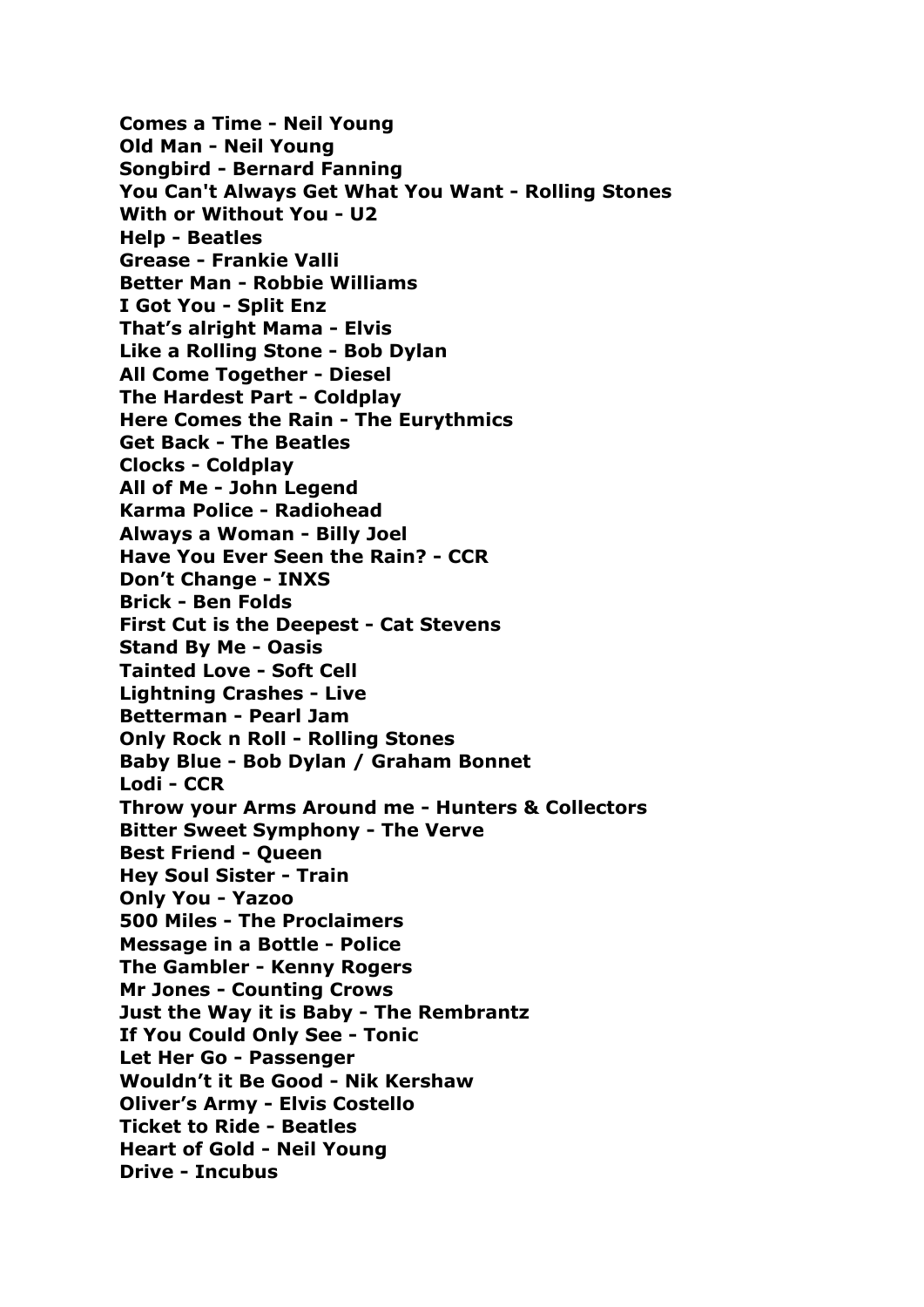**Comes a Time - Neil Young**
**Old Man - Neil Young**
**Songbird - Bernard Fanning**
**You Can't Always Get What You Want - Rolling Stones**
**With or Without You - U2**
**Help - Beatles**
**Grease - Frankie Valli**
**Better Man - Robbie Williams**
**I Got You - Split Enz**
**That's alright Mama - Elvis**
**Like a Rolling Stone - Bob Dylan**
**All Come Together - Diesel**
**The Hardest Part - Coldplay**
**Here Comes the Rain - The Eurythmics**
**Get Back - The Beatles**
**Clocks - Coldplay**
**All of Me - John Legend**
**Karma Police - Radiohead**
**Always a Woman - Billy Joel**
**Have You Ever Seen the Rain? - CCR**
**Don't Change - INXS**
**Brick - Ben Folds**
**First Cut is the Deepest - Cat Stevens**
**Stand By Me - Oasis**
**Tainted Love - Soft Cell**
**Lightning Crashes - Live**
**Betterman - Pearl Jam**
**Only Rock n Roll - Rolling Stones**
**Baby Blue - Bob Dylan / Graham Bonnet**
**Lodi - CCR**
**Throw your Arms Around me - Hunters & Collectors**
**Bitter Sweet Symphony - The Verve**
**Best Friend - Queen**
**Hey Soul Sister - Train**
**Only You - Yazoo**
**500 Miles - The Proclaimers**
**Message in a Bottle - Police**
**The Gambler - Kenny Rogers**
**Mr Jones - Counting Crows**
**Just the Way it is Baby - The Rembrantz**
**If You Could Only See - Tonic**
**Let Her Go - Passenger**
**Wouldn't it Be Good - Nik Kershaw**
**Oliver's Army - Elvis Costello**
**Ticket to Ride - Beatles**
**Heart of Gold - Neil Young**
**Drive - Incubus**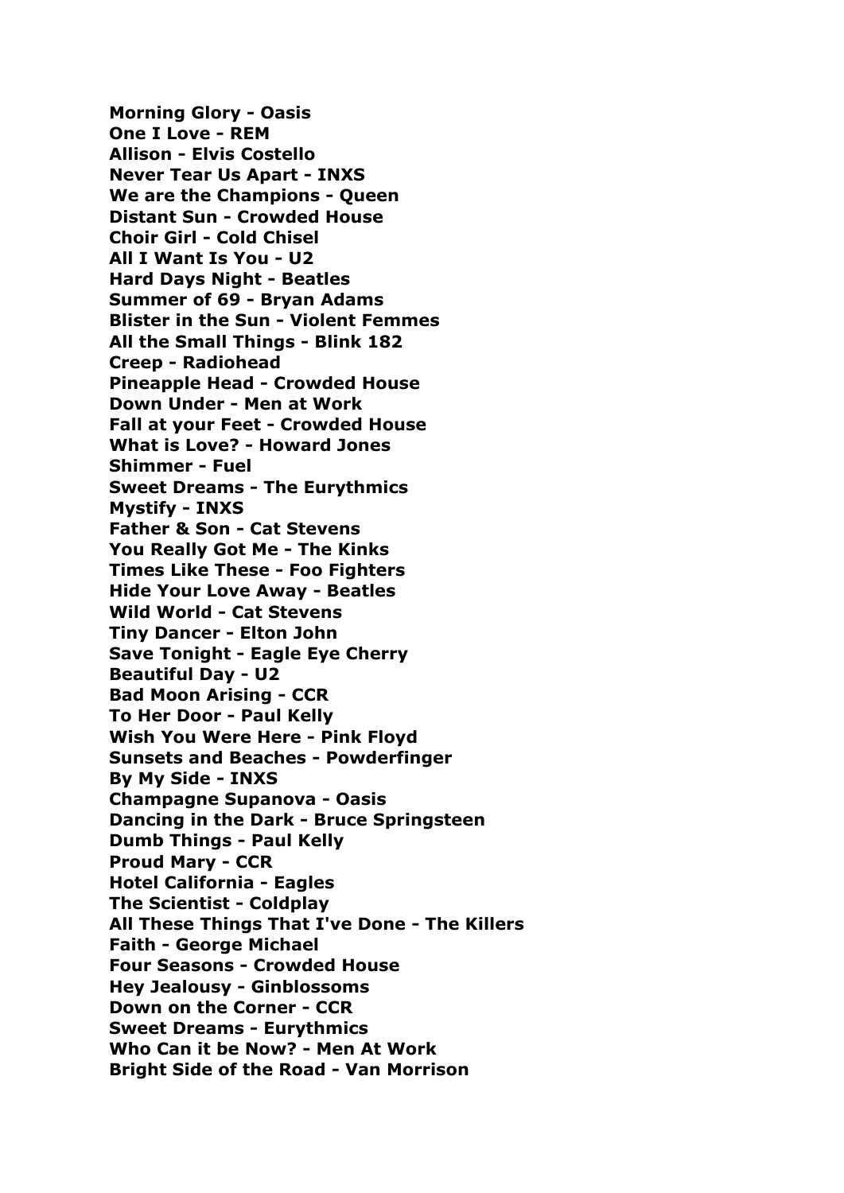**Morning Glory - Oasis**
**One I Love - REM**
**Allison - Elvis Costello**
**Never Tear Us Apart - INXS**
**We are the Champions - Queen**
**Distant Sun - Crowded House**
**Choir Girl - Cold Chisel**
**All I Want Is You - U2**
**Hard Days Night - Beatles**
**Summer of 69 - Bryan Adams**
**Blister in the Sun - Violent Femmes**
**All the Small Things - Blink 182**
**Creep - Radiohead**
**Pineapple Head - Crowded House**
**Down Under - Men at Work**
**Fall at your Feet - Crowded House**
**What is Love? - Howard Jones**
**Shimmer - Fuel**
**Sweet Dreams - The Eurythmics**
**Mystify - INXS**
**Father & Son - Cat Stevens**
**You Really Got Me - The Kinks**
**Times Like These - Foo Fighters**
**Hide Your Love Away - Beatles**
**Wild World - Cat Stevens**
**Tiny Dancer - Elton John**
**Save Tonight - Eagle Eye Cherry**
**Beautiful Day - U2**
**Bad Moon Arising - CCR**
**To Her Door - Paul Kelly**
**Wish You Were Here - Pink Floyd**
**Sunsets and Beaches - Powderfinger**
**By My Side - INXS**
**Champagne Supanova - Oasis**
**Dancing in the Dark - Bruce Springsteen**
**Dumb Things - Paul Kelly**
**Proud Mary - CCR**
**Hotel California - Eagles**
**The Scientist - Coldplay**
**All These Things That I've Done - The Killers**
**Faith - George Michael**
**Four Seasons - Crowded House**
**Hey Jealousy - Ginblossoms**
**Down on the Corner - CCR**
**Sweet Dreams - Eurythmics**
**Who Can it be Now? - Men At Work**
**Bright Side of the Road - Van Morrison**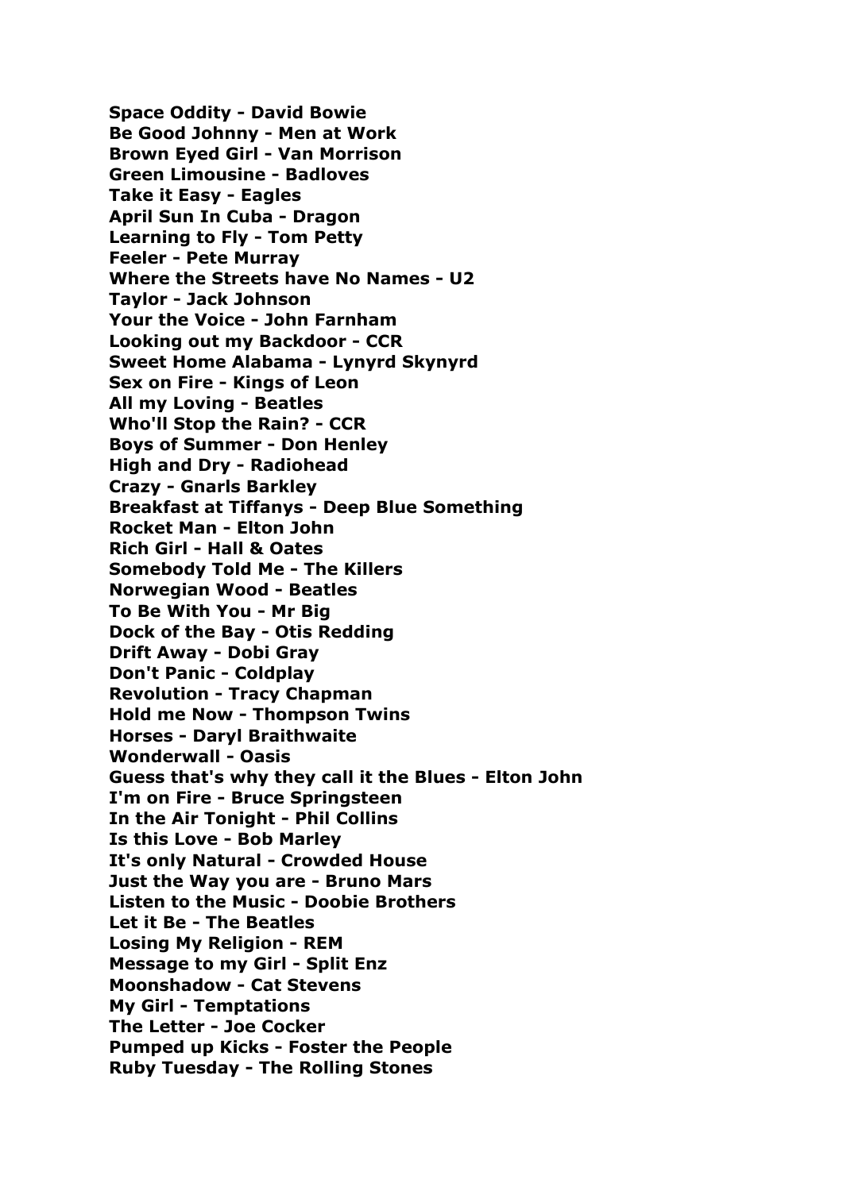**Space Oddity - David Bowie**
**Be Good Johnny - Men at Work**
**Brown Eyed Girl - Van Morrison**
**Green Limousine - Badloves**
**Take it Easy - Eagles**
**April Sun In Cuba - Dragon**
**Learning to Fly - Tom Petty**
**Feeler - Pete Murray**
**Where the Streets have No Names - U2**
**Taylor - Jack Johnson**
**Your the Voice - John Farnham**
**Looking out my Backdoor - CCR**
**Sweet Home Alabama - Lynyrd Skynyrd**
**Sex on Fire - Kings of Leon**
**All my Loving - Beatles**
**Who'll Stop the Rain? - CCR**
**Boys of Summer - Don Henley**
**High and Dry - Radiohead**
**Crazy - Gnarls Barkley**
**Breakfast at Tiffanys - Deep Blue Something**
**Rocket Man - Elton John**
**Rich Girl - Hall & Oates**
**Somebody Told Me - The Killers**
**Norwegian Wood - Beatles**
**To Be With You - Mr Big**
**Dock of the Bay - Otis Redding**
**Drift Away - Dobi Gray**
**Don't Panic - Coldplay**
**Revolution - Tracy Chapman**
**Hold me Now - Thompson Twins**
**Horses - Daryl Braithwaite**
**Wonderwall - Oasis**
**Guess that's why they call it the Blues - Elton John**
**I'm on Fire - Bruce Springsteen**
**In the Air Tonight - Phil Collins**
**Is this Love - Bob Marley**
**It's only Natural - Crowded House**
**Just the Way you are - Bruno Mars**
**Listen to the Music - Doobie Brothers**
**Let it Be - The Beatles**
**Losing My Religion - REM**
**Message to my Girl - Split Enz**
**Moonshadow - Cat Stevens**
**My Girl - Temptations**
**The Letter - Joe Cocker**
**Pumped up Kicks - Foster the People**
**Ruby Tuesday - The Rolling Stones**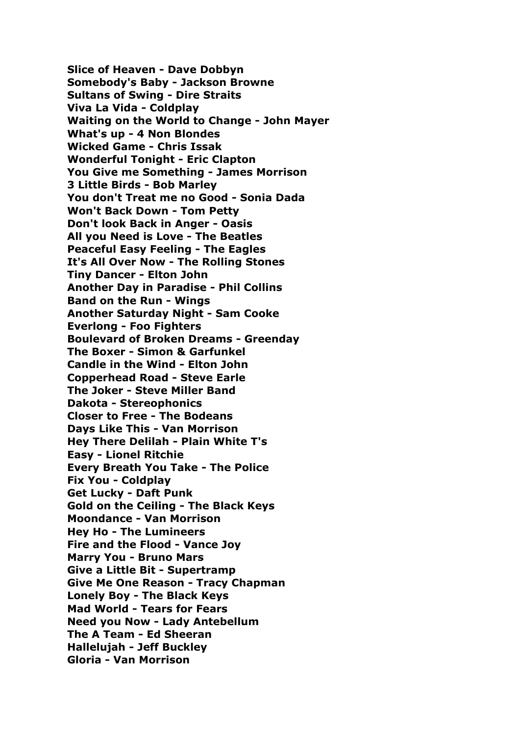**Slice of Heaven - Dave Dobbyn**
**Somebody's Baby - Jackson Browne**
**Sultans of Swing - Dire Straits**
**Viva La Vida - Coldplay**
**Waiting on the World to Change - John Mayer**
**What's up - 4 Non Blondes**
**Wicked Game - Chris Issak**
**Wonderful Tonight - Eric Clapton**
**You Give me Something - James Morrison**
**3 Little Birds - Bob Marley**
**You don't Treat me no Good - Sonia Dada**
**Won't Back Down - Tom Petty**
**Don't look Back in Anger - Oasis**
**All you Need is Love - The Beatles**
**Peaceful Easy Feeling - The Eagles**
**It's All Over Now - The Rolling Stones**
**Tiny Dancer - Elton John**
**Another Day in Paradise - Phil Collins**
**Band on the Run - Wings**
**Another Saturday Night - Sam Cooke**
**Everlong - Foo Fighters**
**Boulevard of Broken Dreams - Greenday**
**The Boxer - Simon & Garfunkel**
**Candle in the Wind - Elton John**
**Copperhead Road - Steve Earle**
**The Joker - Steve Miller Band**
**Dakota - Stereophonics**
**Closer to Free - The Bodeans**
**Days Like This - Van Morrison**
**Hey There Delilah - Plain White T's**
**Easy - Lionel Ritchie**
**Every Breath You Take - The Police**
**Fix You - Coldplay**
**Get Lucky - Daft Punk**
**Gold on the Ceiling - The Black Keys**
**Moondance - Van Morrison**
**Hey Ho - The Lumineers**
**Fire and the Flood - Vance Joy**
**Marry You - Bruno Mars**
**Give a Little Bit - Supertramp**
**Give Me One Reason - Tracy Chapman**
**Lonely Boy - The Black Keys**
**Mad World - Tears for Fears**
**Need you Now - Lady Antebellum**
**The A Team - Ed Sheeran**
**Hallelujah - Jeff Buckley**
**Gloria - Van Morrison**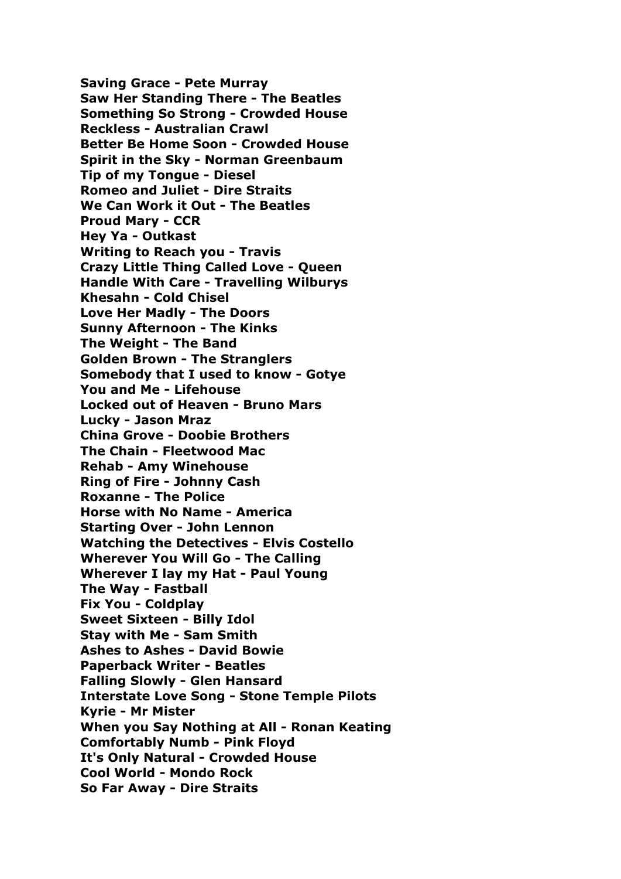**Saving Grace - Pete Murray**
**Saw Her Standing There - The Beatles**
**Something So Strong - Crowded House**
**Reckless - Australian Crawl**
**Better Be Home Soon - Crowded House**
**Spirit in the Sky - Norman Greenbaum**
**Tip of my Tongue - Diesel**
**Romeo and Juliet - Dire Straits**
**We Can Work it Out - The Beatles**
**Proud Mary - CCR**
**Hey Ya - Outkast**
**Writing to Reach you - Travis**
**Crazy Little Thing Called Love - Queen**
**Handle With Care - Travelling Wilburys**
**Khesahn - Cold Chisel**
**Love Her Madly - The Doors**
**Sunny Afternoon - The Kinks**
**The Weight - The Band**
**Golden Brown - The Stranglers**
**Somebody that I used to know - Gotye**
**You and Me - Lifehouse**
**Locked out of Heaven - Bruno Mars**
**Lucky - Jason Mraz**
**China Grove - Doobie Brothers**
**The Chain - Fleetwood Mac**
**Rehab - Amy Winehouse**
**Ring of Fire - Johnny Cash**
**Roxanne - The Police**
**Horse with No Name - America**
**Starting Over - John Lennon**
**Watching the Detectives - Elvis Costello**
**Wherever You Will Go - The Calling**
**Wherever I lay my Hat - Paul Young**
**The Way - Fastball**
**Fix You - Coldplay**
**Sweet Sixteen - Billy Idol**
**Stay with Me - Sam Smith**
**Ashes to Ashes - David Bowie**
**Paperback Writer - Beatles**
**Falling Slowly - Glen Hansard**
**Interstate Love Song - Stone Temple Pilots**
**Kyrie - Mr Mister**
**When you Say Nothing at All - Ronan Keating**
**Comfortably Numb - Pink Floyd**
**It's Only Natural - Crowded House**
**Cool World - Mondo Rock**
**So Far Away - Dire Straits**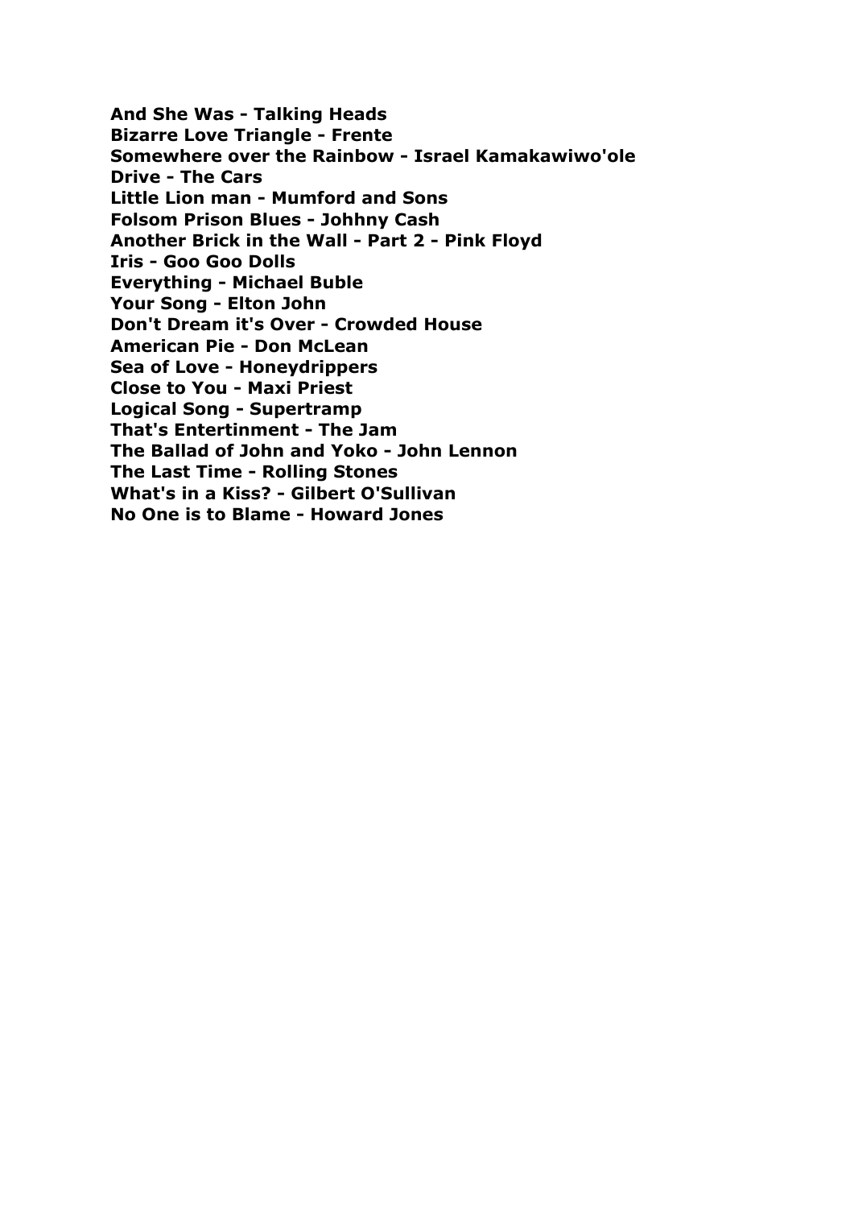**And She Was - Talking Heads**
**Bizarre Love Triangle - Frente**
**Somewhere over the Rainbow - Israel Kamakawiwo'ole**
**Drive - The Cars**
**Little Lion man - Mumford and Sons**
**Folsom Prison Blues - Johhny Cash**
**Another Brick in the Wall - Part 2 - Pink Floyd**
**Iris - Goo Goo Dolls**
**Everything - Michael Buble**
**Your Song - Elton John**
**Don't Dream it's Over - Crowded House**
**American Pie - Don McLean**
**Sea of Love - Honeydrippers**
**Close to You - Maxi Priest**
**Logical Song - Supertramp**
**That's Entertinment - The Jam**
**The Ballad of John and Yoko - John Lennon**
**The Last Time - Rolling Stones**
**What's in a Kiss? - Gilbert O'Sullivan**
**No One is to Blame - Howard Jones**